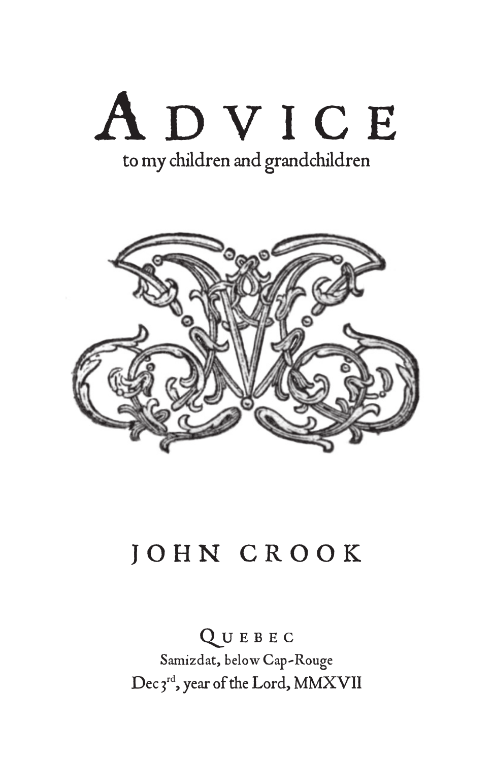# ADVICE

to my children and grandchildren

JOHN CROOK

QUEBEC

Samizdat, below Cap-Rouge

Dec 3rd, year of the Lord, MMXVII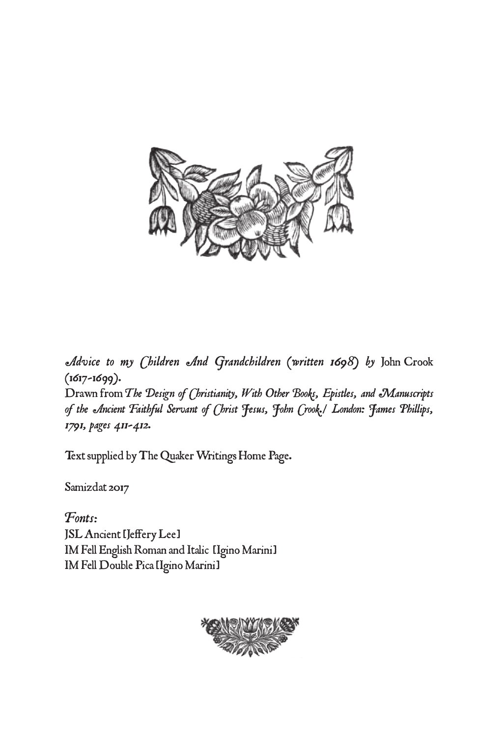*Advice to my Children And Grandchildren (written 1698) by* John Crook (1617-1699).
Drawn from *The Design of Christianity, With Other Books, Epistles, and Manuscripts of the Ancient Faithful Servant of Christ Jesus, John Crook./ London: James Phillips, 1791, pages 411-412.*

Text supplied by The Quaker Writings Home Page.

Samizdat 2017

*Fonts:*
JSL Ancient [Jeffery Lee]
IM Fell English Roman and Italic [Igino Marini]
IM Fell Double Pica [Igino Marini]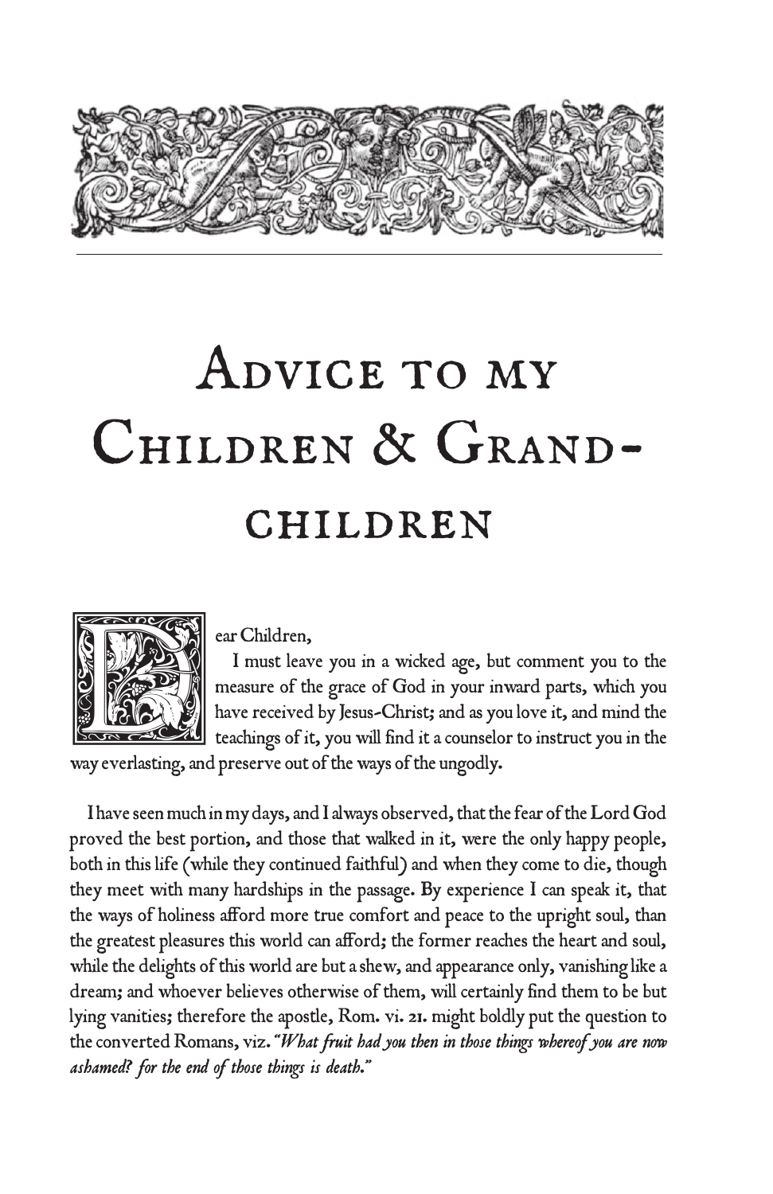# Advice to my Children & Grand-children

Dear Children,

I must leave you in a wicked age, but comment you to the measure of the grace of God in your inward parts, which you have received by Jesus-Christ; and as you love it, and mind the teachings of it, you will find it a counselor to instruct you in the way everlasting, and preserve out of the ways of the ungodly.

I have seen much in my days, and I always observed, that the fear of the Lord God proved the best portion, and those that walked in it, were the only happy people, both in this life (while they continued faithful) and when they come to die, though they meet with many hardships in the passage. By experience I can speak it, that the ways of holiness afford more true comfort and peace to the upright soul, than the greatest pleasures this world can afford; the former reaches the heart and soul, while the delights of this world are but a shew, and appearance only, vanishing like a dream; and whoever believes otherwise of them, will certainly find them to be but lying vanities; therefore the apostle, Rom. vi. 21. might boldly put the question to the converted Romans, viz. *"What fruit had you then in those things whereof you are now ashamed? for the end of those things is death."*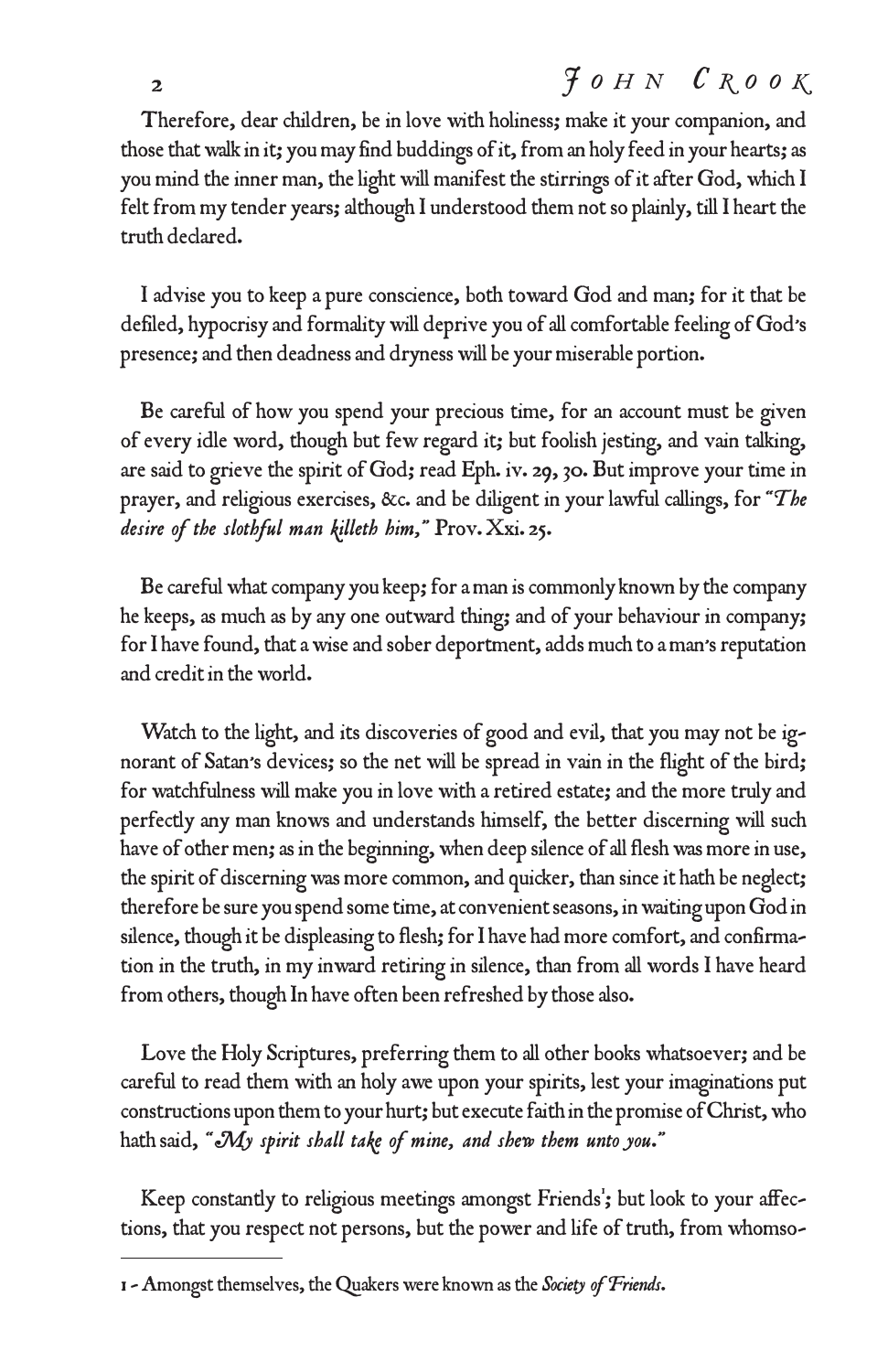Therefore, dear children, be in love with holiness; make it your companion, and those that walk in it; you may find buddings of it, from an holy feed in your hearts; as you mind the inner man, the light will manifest the stirrings of it after God, which I felt from my tender years; although I understood them not so plainly, till I heart the truth declared.

I advise you to keep a pure conscience, both toward God and man; for it that be defiled, hypocrisy and formality will deprive you of all comfortable feeling of God's presence; and then deadness and dryness will be your miserable portion.

Be careful of how you spend your precious time, for an account must be given of every idle word, though but few regard it; but foolish jesting, and vain talking, are said to grieve the spirit of God; read Eph. iv. 29, 30. But improve your time in prayer, and religious exercises, &c. and be diligent in your lawful callings, for *"The desire of the slothful man killeth him,"* Prov. Xxi. 25.

Be careful what company you keep; for a man is commonly known by the company he keeps, as much as by any one outward thing; and of your behaviour in company; for I have found, that a wise and sober deportment, adds much to a man's reputation and credit in the world.

Watch to the light, and its discoveries of good and evil, that you may not be ignorant of Satan's devices; so the net will be spread in vain in the flight of the bird; for watchfulness will make you in love with a retired estate; and the more truly and perfectly any man knows and understands himself, the better discerning will such have of other men; as in the beginning, when deep silence of all flesh was more in use, the spirit of discerning was more common, and quicker, than since it hath be neglect; therefore be sure you spend some time, at convenient seasons, in waiting upon God in silence, though it be displeasing to flesh; for I have had more comfort, and confirmation in the truth, in my inward retiring in silence, than from all words I have heard from others, though In have often been refreshed by those also.

Love the Holy Scriptures, preferring them to all other books whatsoever; and be careful to read them with an holy awe upon your spirits, lest your imaginations put constructions upon them to your hurt; but execute faith in the promise of Christ, who hath said, *"My spirit shall take of mine, and shew them unto you."*

Keep constantly to religious meetings amongst Friends[1]; but look to your affections, that you respect not persons, but the power and life of truth, from whomso-

---

1 - Amongst themselves, the Quakers were known as the *Society of Friends.*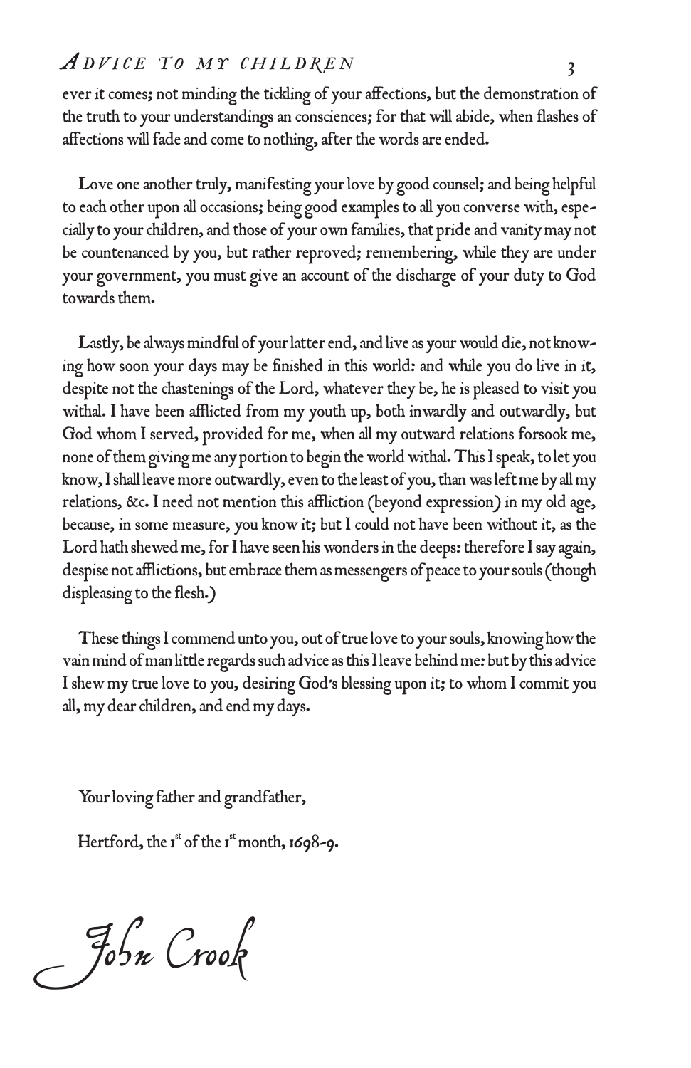ever it comes; not minding the tickling of your affections, but the demonstration of the truth to your understandings an consciences; for that will abide, when flashes of affections will fade and come to nothing, after the words are ended.

Love one another truly, manifesting your love by good counsel; and being helpful to each other upon all occasions; being good examples to all you converse with, especially to your children, and those of your own families, that pride and vanity may not be countenanced by you, but rather reproved; remembering, while they are under your government, you must give an account of the discharge of your duty to God towards them.

Lastly, be always mindful of your latter end, and live as your would die, not knowing how soon your days may be finished in this world: and while you do live in it, despite not the chastenings of the Lord, whatever they be, he is pleased to visit you withal. I have been afflicted from my youth up, both inwardly and outwardly, but God whom I served, provided for me, when all my outward relations forsook me, none of them giving me any portion to begin the world withal. This I speak, to let you know, I shall leave more outwardly, even to the least of you, than was left me by all my relations, &c. I need not mention this affliction (beyond expression) in my old age, because, in some measure, you know it; but I could not have been without it, as the Lord hath shewed me, for I have seen his wonders in the deeps: therefore I say again, despise not afflictions, but embrace them as messengers of peace to your souls (though displeasing to the flesh.)

These things I commend unto you, out of true love to your souls, knowing how the vain mind of man little regards such advice as this I leave behind me: but by this advice I shew my true love to you, desiring God's blessing upon it; to whom I commit you all, my dear children, and end my days.

Your loving father and grandfather,

Hertford, the 1st of the 1st month, 1698-9.

*John Crook*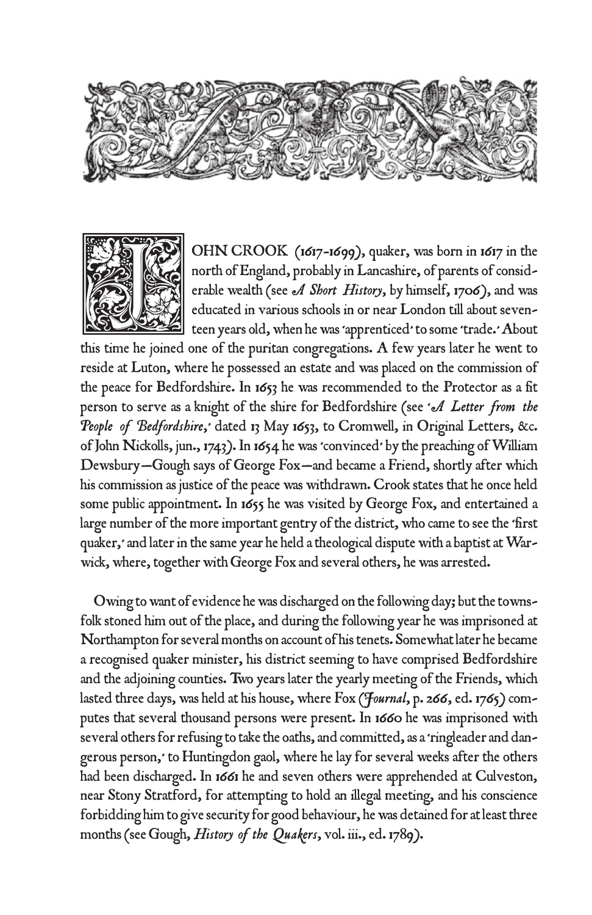JOHN CROOK (1617-1699), quaker, was born in 1617 in the north of England, probably in Lancashire, of parents of considerable wealth (see *A Short History*, by himself, 1706), and was educated in various schools in or near London till about seventeen years old, when he was 'apprenticed' to some 'trade.' About this time he joined one of the puritan congregations. A few years later he went to reside at Luton, where he possessed an estate and was placed on the commission of the peace for Bedfordshire. In 1653 he was recommended to the Protector as a fit person to serve as a knight of the shire for Bedfordshire (see '*A Letter from the People of Bedfordshire*,' dated 13 May 1653, to Cromwell, in Original Letters, &c. of John Nickolls, jun., 1743). In 1654 he was 'convinced' by the preaching of William Dewsbury—Gough says of George Fox—and became a Friend, shortly after which his commission as justice of the peace was withdrawn. Crook states that he once held some public appointment. In 1655 he was visited by George Fox, and entertained a large number of the more important gentry of the district, who came to see the 'first quaker,' and later in the same year he held a theological dispute with a baptist at Warwick, where, together with George Fox and several others, he was arrested.

Owing to want of evidence he was discharged on the following day; but the townsfolk stoned him out of the place, and during the following year he was imprisoned at Northampton for several months on account of his tenets. Somewhat later he became a recognised quaker minister, his district seeming to have comprised Bedfordshire and the adjoining counties. Two years later the yearly meeting of the Friends, which lasted three days, was held at his house, where Fox (*Journal*, p. 266, ed. 1765) computes that several thousand persons were present. In 1660 he was imprisoned with several others for refusing to take the oaths, and committed, as a 'ringleader and dangerous person,' to Huntingdon gaol, where he lay for several weeks after the others had been discharged. In 1661 he and seven others were apprehended at Culveston, near Stony Stratford, for attempting to hold an illegal meeting, and his conscience forbidding him to give security for good behaviour, he was detained for at least three months (see Gough, *History of the Quakers*, vol. iii., ed. 1789).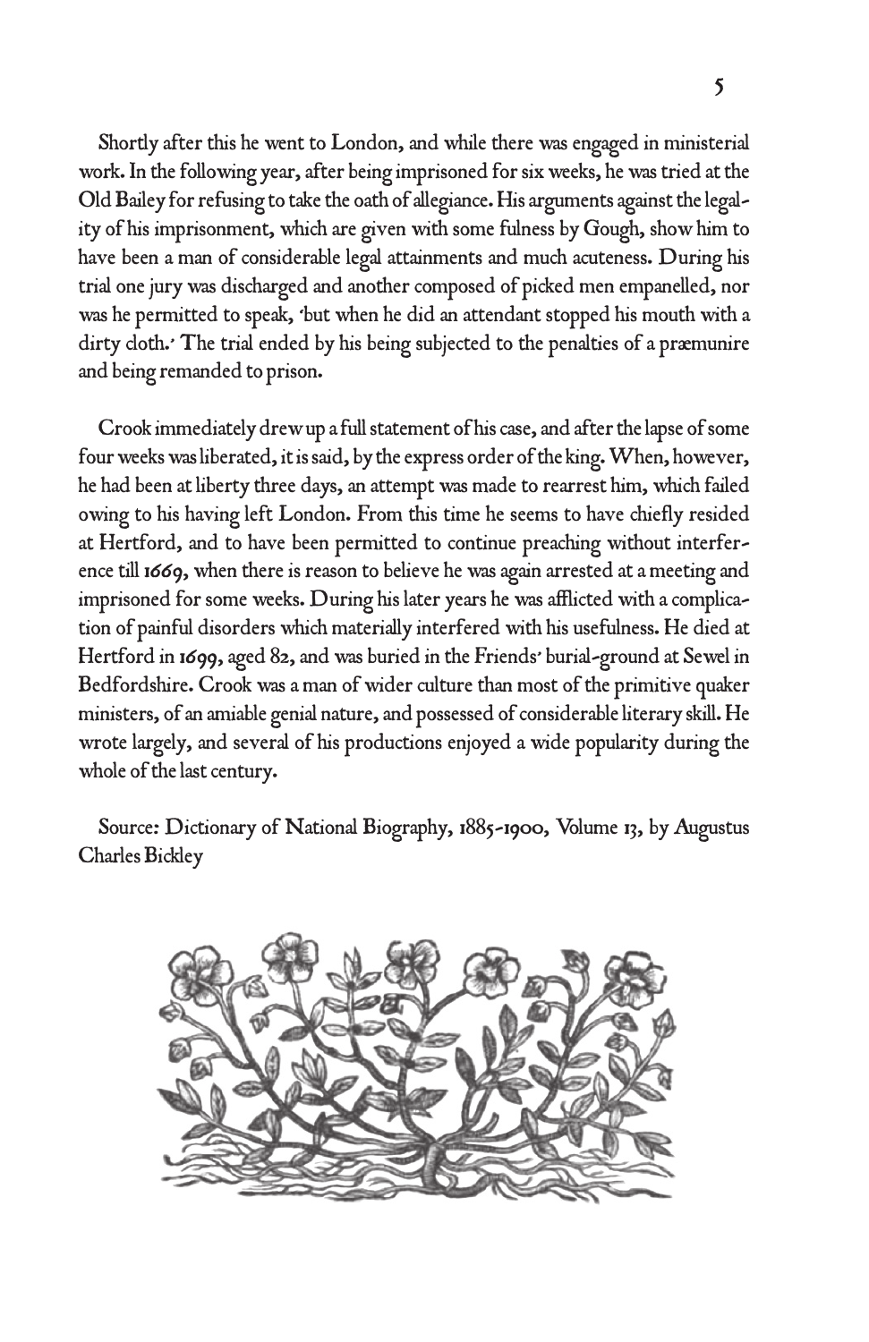Shortly after this he went to London, and while there was engaged in ministerial work. In the following year, after being imprisoned for six weeks, he was tried at the Old Bailey for refusing to take the oath of allegiance. His arguments against the legality of his imprisonment, which are given with some fulness by Gough, show him to have been a man of considerable legal attainments and much acuteness. During his trial one jury was discharged and another composed of picked men empanelled, nor was he permitted to speak, 'but when he did an attendant stopped his mouth with a dirty cloth.' The trial ended by his being subjected to the penalties of a præmunire and being remanded to prison.

Crook immediately drew up a full statement of his case, and after the lapse of some four weeks was liberated, it is said, by the express order of the king. When, however, he had been at liberty three days, an attempt was made to rearrest him, which failed owing to his having left London. From this time he seems to have chiefly resided at Hertford, and to have been permitted to continue preaching without interference till 1669, when there is reason to believe he was again arrested at a meeting and imprisoned for some weeks. During his later years he was afflicted with a complication of painful disorders which materially interfered with his usefulness. He died at Hertford in 1699, aged 82, and was buried in the Friends' burial-ground at Sewel in Bedfordshire. Crook was a man of wider culture than most of the primitive quaker ministers, of an amiable genial nature, and possessed of considerable literary skill. He wrote largely, and several of his productions enjoyed a wide popularity during the whole of the last century.

Source: Dictionary of National Biography, 1885-1900, Volume 13, by Augustus Charles Bickley